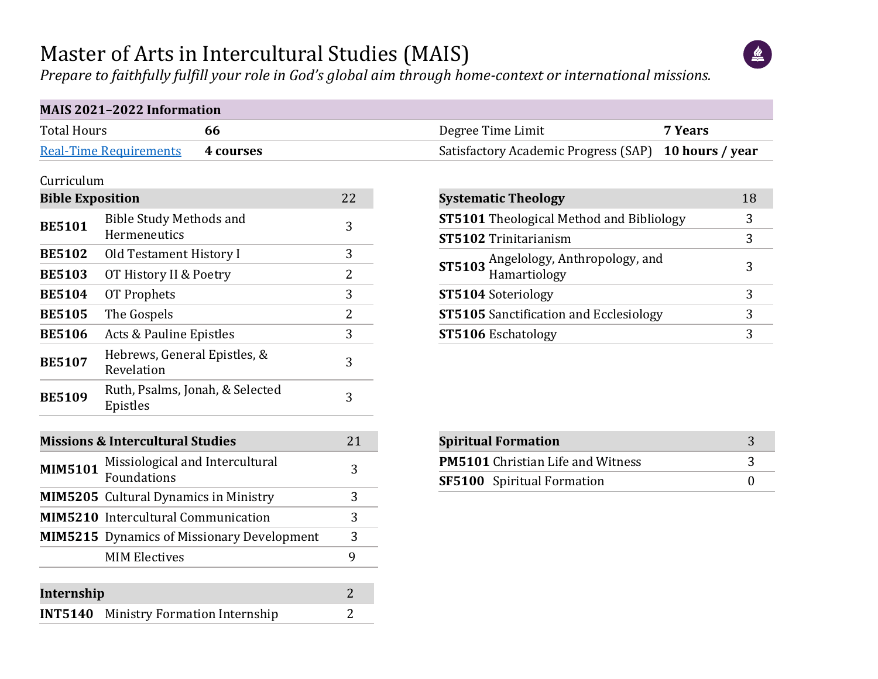# Master of Arts in Intercultural Studies (MAIS)

*Prepare to faithfully fulfill your role in God's global aim through home-context or international missions.*

| MAIS 2021–2022 Information | | | |
|---|---|---|---|
| Total Hours | **66** | Degree Time Limit | **7 Years** |
| Real-Time Requirements | **4 courses** | Satisfactory Academic Progress (SAP) | **10 hours / year** |

Curriculum

| **Bible Exposition** | | 22 |
|---|---|---|
| **BE5101** | Bible Study Methods and Hermeneutics | 3 |
| **BE5102** | Old Testament History I | 3 |
| **BE5103** | OT History II & Poetry | 2 |
| **BE5104** | OT Prophets | 3 |
| **BE5105** | The Gospels | 2 |
| **BE5106** | Acts & Pauline Epistles | 3 |
| **BE5107** | Hebrews, General Epistles, & Revelation | 3 |
| **BE5109** | Ruth, Psalms, Jonah, & Selected Epistles | 3 |

| **Systematic Theology** | | 18 |
|---|---|---|
| **ST5101** | Theological Method and Bibliology | 3 |
| **ST5102** | Trinitarianism | 3 |
| **ST5103** | Angelology, Anthropology, and Hamartiology | 3 |
| **ST5104** | Soteriology | 3 |
| **ST5105** | Sanctification and Ecclesiology | 3 |
| **ST5106** | Eschatology | 3 |

| **Missions & Intercultural Studies** | | 21 |
|---|---|---|
| **MIM5101** | Missiological and Intercultural Foundations | 3 |
| **MIM5205** | Cultural Dynamics in Ministry | 3 |
| **MIM5210** | Intercultural Communication | 3 |
| **MIM5215** | Dynamics of Missionary Development | 3 |
| | MIM Electives | 9 |

| **Spiritual Formation** | | 3 |
|---|---|---|
| **PM5101** | Christian Life and Witness | 3 |
| **SF5100** | Spiritual Formation | 0 |

| **Internship** | | 2 |
|---|---|---|
| **INT5140** | Ministry Formation Internship | 2 |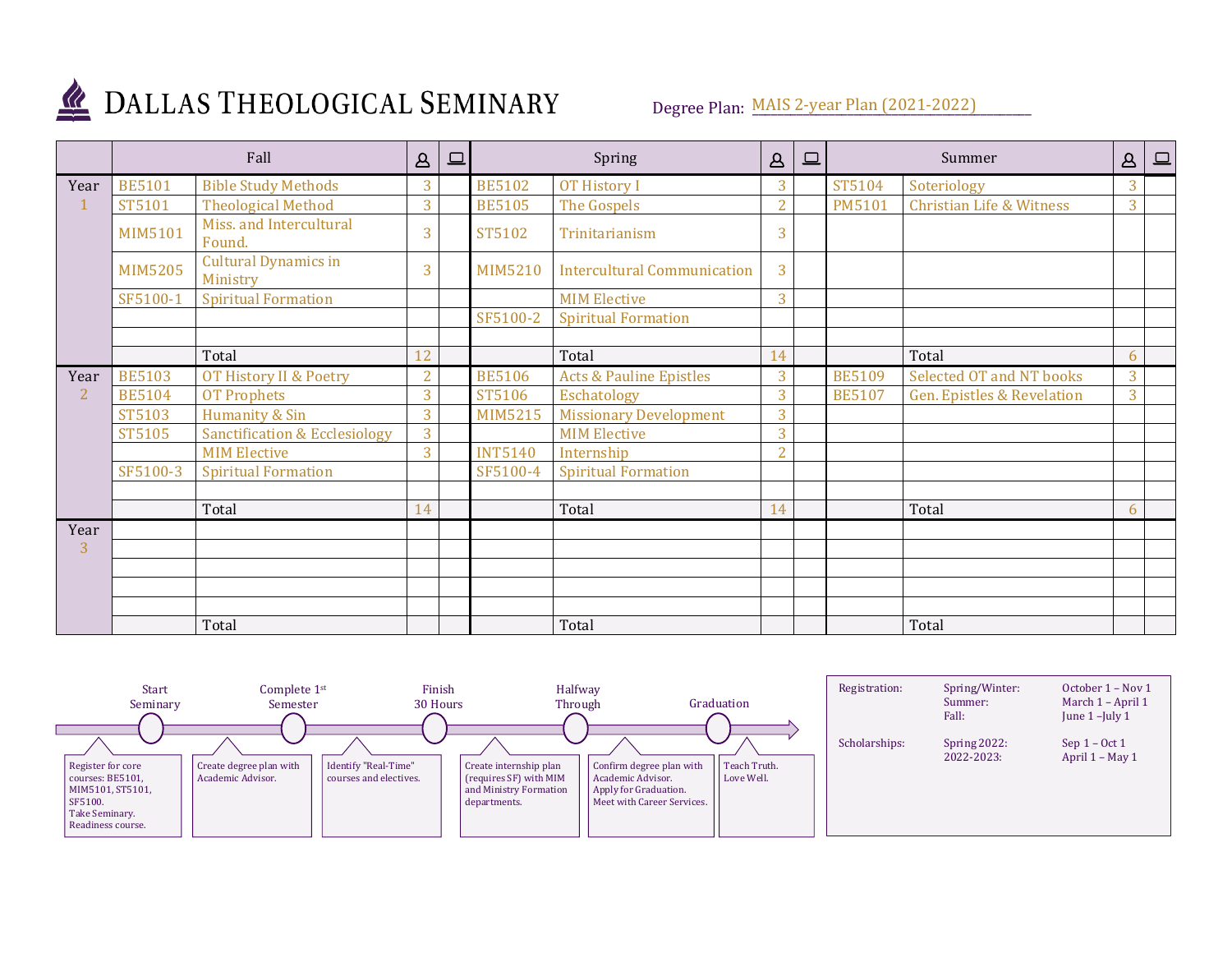# DALLAS THEOLOGICAL SEMINARY

Degree Plan: MAIS 2-year Plan (2021-2022)

| | Fall | | In-person | Online | Spring | | In-person | Online | Summer | | In-person | Online |
|---|---|---|---|---|---|---|---|---|---|---|---|---|
| Year 1 | BE5101 | Bible Study Methods | 3 | | BE5102 | OT History I | 3 | | ST5104 | Soteriology | 3 | |
| | ST5101 | Theological Method | 3 | | BE5105 | The Gospels | 2 | | PM5101 | Christian Life & Witness | 3 | |
| | MIM5101 | Miss. and Intercultural Found. | 3 | | ST5102 | Trinitarianism | 3 | | | | | |
| | MIM5205 | Cultural Dynamics in Ministry | 3 | | MIM5210 | Intercultural Communication | 3 | | | | | |
| | SF5100-1 | Spiritual Formation | | | | MIM Elective | 3 | | | | | |
| | | | | | SF5100-2 | Spiritual Formation | | | | | | |
| | | | | | | | | | | | | |
| | | Total | 12 | | | Total | 14 | | | Total | 6 | |
| Year 2 | BE5103 | OT History II & Poetry | 2 | | BE5106 | Acts & Pauline Epistles | 3 | | BE5109 | Selected OT and NT books | 3 | |
| | BE5104 | OT Prophets | 3 | | ST5106 | Eschatology | 3 | | BE5107 | Gen. Epistles & Revelation | 3 | |
| | ST5103 | Humanity & Sin | 3 | | MIM5215 | Missionary Development | 3 | | | | | |
| | ST5105 | Sanctification & Ecclesiology | 3 | | | MIM Elective | 3 | | | | | |
| | | MIM Elective | 3 | | INT5140 | Internship | 2 | | | | | |
| | SF5100-3 | Spiritual Formation | | | SF5100-4 | Spiritual Formation | | | | | | |
| | | | | | | | | | | | | |
| | | Total | 14 | | | Total | 14 | | | Total | 6 | |
| Year 3 | | | | | | | | | | | | |
| | | | | | | | | | | | | |
| | | | | | | | | | | | | |
| | | | | | | | | | | | | |
| | | | | | | | | | | | | |
| | | Total | | | | Total | | | | Total | | |

**Start Seminary:** Register for core courses: BE5101, MIM5101, ST5101, SF5100. Take Seminary. Readiness course.

**Complete 1st Semester:** Create degree plan with Academic Advisor.

**Finish 30 Hours:** Identify "Real-Time" courses and electives.

**Halfway Through:** Create internship plan (requires SF) with MIM and Ministry Formation departments.

**Graduation:** Confirm degree plan with Academic Advisor. Apply for Graduation. Meet with Career Services.

Teach Truth. Love Well.

| | | |
|---|---|---|
| Registration: | Spring/Winter: | October 1 – Nov 1 |
| | Summer: | March 1 – April 1 |
| | Fall: | June 1 –July 1 |
| Scholarships: | Spring 2022: | Sep 1 – Oct 1 |
| | 2022-2023: | April 1 – May 1 |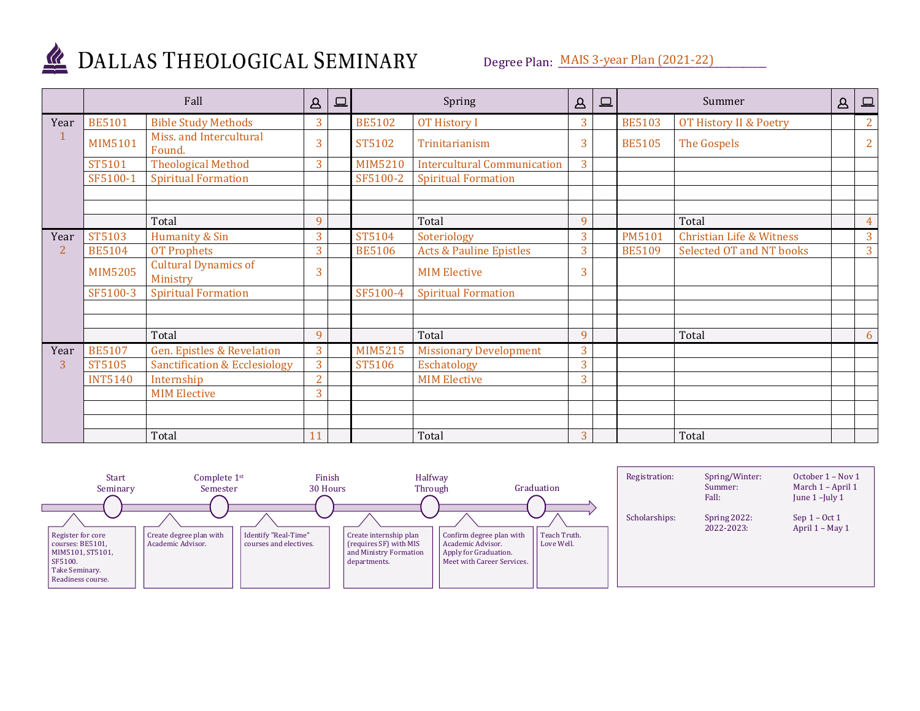# DALLAS THEOLOGICAL SEMINARY

Degree Plan: MAIS 3-year Plan (2021-22)

| | Fall | | In-person | Online | Spring | | In-person | Online | Summer | | In-person | Online |
|---|---|---|---|---|---|---|---|---|---|---|---|---|
| Year 1 | BE5101 | Bible Study Methods | 3 | | BE5102 | OT History I | 3 | | BE5103 | OT History II & Poetry | | 2 |
| | MIM5101 | Miss. and Intercultural Found. | 3 | | ST5102 | Trinitarianism | 3 | | BE5105 | The Gospels | | 2 |
| | ST5101 | Theological Method | 3 | | MIM5210 | Intercultural Communication | 3 | | | | | |
| | SF5100-1 | Spiritual Formation | | | SF5100-2 | Spiritual Formation | | | | | | |
| | | | | | | | | | | | | |
| | | | | | | | | | | | | |
| | | Total | 9 | | | Total | 9 | | | Total | | 4 |
| Year 2 | ST5103 | Humanity & Sin | 3 | | ST5104 | Soteriology | 3 | | PM5101 | Christian Life & Witness | | 3 |
| | BE5104 | OT Prophets | 3 | | BE5106 | Acts & Pauline Epistles | 3 | | BE5109 | Selected OT and NT books | | 3 |
| | MIM5205 | Cultural Dynamics of Ministry | 3 | | | MIM Elective | 3 | | | | | |
| | SF5100-3 | Spiritual Formation | | | SF5100-4 | Spiritual Formation | | | | | | |
| | | | | | | | | | | | | |
| | | | | | | | | | | | | |
| | | Total | 9 | | | Total | 9 | | | Total | | 6 |
| Year 3 | BE5107 | Gen. Epistles & Revelation | 3 | | MIM5215 | Missionary Development | 3 | | | | | |
| | ST5105 | Sanctification & Ecclesiology | 3 | | ST5106 | Eschatology | 3 | | | | | |
| | INT5140 | Internship | 2 | | | MIM Elective | 3 | | | | | |
| | | MIM Elective | 3 | | | | | | | | | |
| | | | | | | | | | | | | |
| | | | | | | | | | | | | |
| | | Total | 11 | | | Total | 3 | | | Total | | |

**Start Seminary** — Register for core courses: BE5101, MIM5101, ST5101, SF5100. Take Seminary. Readiness course.

**Complete 1st Semester** — Create degree plan with Academic Advisor.

**Finish 30 Hours** — Identify "Real-Time" courses and electives.

**Halfway Through** — Create internship plan (requires SF) with MIS and Ministry Formation departments.

Confirm degree plan with Academic Advisor. Apply for Graduation. Meet with Career Services.

**Graduation** — Teach Truth. Love Well.

| | | |
|---|---|---|
| Registration: | Spring/Winter: | October 1 – Nov 1 |
| | Summer: | March 1 – April 1 |
| | Fall: | June 1 –July 1 |
| Scholarships: | Spring 2022: | Sep 1 – Oct 1 |
| | 2022-2023: | April 1 – May 1 |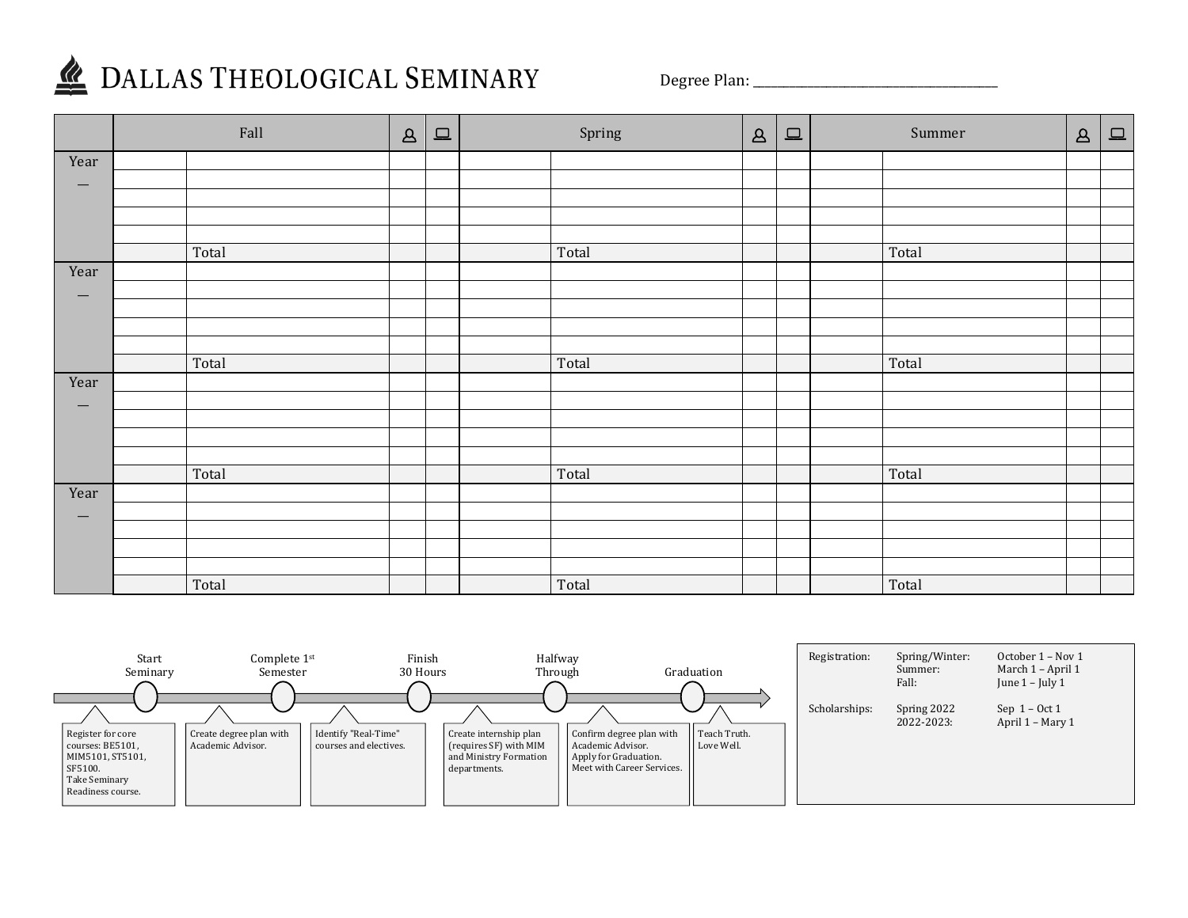# DALLAS THEOLOGICAL SEMINARY

Degree Plan: ______________________________

| | Fall | | | | Spring | | | | Summer | | | |
|---|---|---|---|---|---|---|---|---|---|---|---|---|
| Year — | | | | | | | | | | | | |
| | | | | | | | | | | | | |
| | | | | | | | | | | | | |
| | | | | | | | | | | | | |
| | | | | | | | | | | | | |
| | | Total | | | | Total | | | | Total | | |
| Year — | | | | | | | | | | | | |
| | | | | | | | | | | | | |
| | | | | | | | | | | | | |
| | | | | | | | | | | | | |
| | | | | | | | | | | | | |
| | | Total | | | | Total | | | | Total | | |
| Year — | | | | | | | | | | | | |
| | | | | | | | | | | | | |
| | | | | | | | | | | | | |
| | | | | | | | | | | | | |
| | | | | | | | | | | | | |
| | | Total | | | | Total | | | | Total | | |
| Year — | | | | | | | | | | | | |
| | | | | | | | | | | | | |
| | | | | | | | | | | | | |
| | | | | | | | | | | | | |
| | | | | | | | | | | | | |
| | | Total | | | | Total | | | | Total | | |

Start Seminary

Complete 1st Semester

Finish 30 Hours

Halfway Through

Graduation

- Register for core courses: BE5101, MIM5101, ST5101, SF5100. Take Seminary Readiness course.
- Create degree plan with Academic Advisor.
- Identify "Real-Time" courses and electives.
- Create internship plan (requires SF) with MIM and Ministry Formation departments.
- Confirm degree plan with Academic Advisor. Apply for Graduation. Meet with Career Services.
- Teach Truth. Love Well.

| | | |
|---|---|---|
| Registration: | Spring/Winter: | October 1 – Nov 1 |
| | Summer: | March 1 – April 1 |
| | Fall: | June 1 – July 1 |
| Scholarships: | Spring 2022 | Sep 1 – Oct 1 |
| | 2022-2023: | April 1 – Mary 1 |